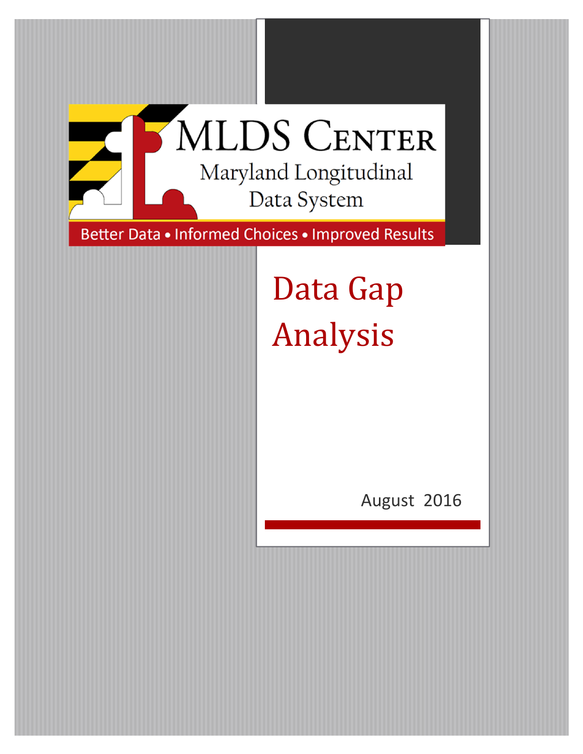MLDS Center

Maryland Longitudinal Data System

Better Data • Informed Choices • Improved Results

# Data Gap Analysis

August 2016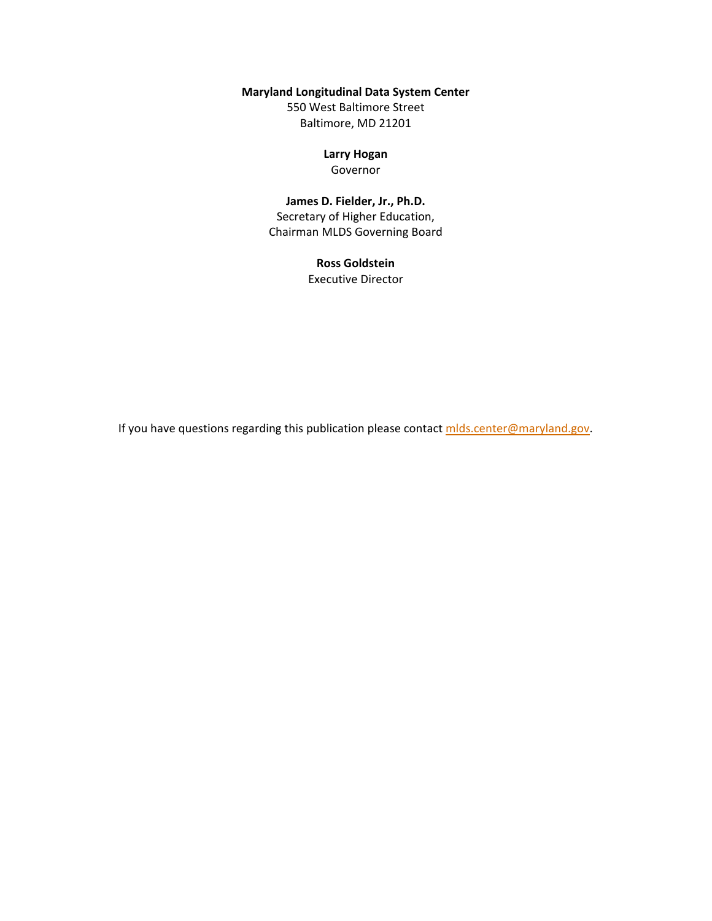**Maryland Longitudinal Data System Center**
550 West Baltimore Street
Baltimore, MD 21201

**Larry Hogan**
Governor

**James D. Fielder, Jr., Ph.D.**
Secretary of Higher Education,
Chairman MLDS Governing Board

**Ross Goldstein**
Executive Director

If you have questions regarding this publication please contact mlds.center@maryland.gov.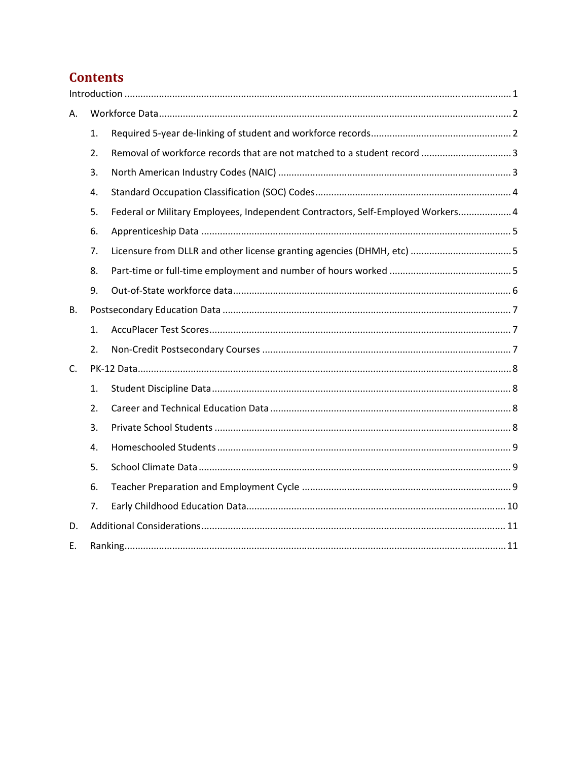# Contents

Introduction ..... 1

A. Workforce Data ..... 2

  1. Required 5-year de-linking of student and workforce records ..... 2
  2. Removal of workforce records that are not matched to a student record ..... 3
  3. North American Industry Codes (NAIC) ..... 3
  4. Standard Occupation Classification (SOC) Codes ..... 4
  5. Federal or Military Employees, Independent Contractors, Self-Employed Workers ..... 4
  6. Apprenticeship Data ..... 5
  7. Licensure from DLLR and other license granting agencies (DHMH, etc) ..... 5
  8. Part-time or full-time employment and number of hours worked ..... 5
  9. Out-of-State workforce data ..... 6

B. Postsecondary Education Data ..... 7

  1. AccuPlacer Test Scores ..... 7
  2. Non-Credit Postsecondary Courses ..... 7

C. PK-12 Data ..... 8

  1. Student Discipline Data ..... 8
  2. Career and Technical Education Data ..... 8
  3. Private School Students ..... 8
  4. Homeschooled Students ..... 9
  5. School Climate Data ..... 9
  6. Teacher Preparation and Employment Cycle ..... 9
  7. Early Childhood Education Data ..... 10

D. Additional Considerations ..... 11

E. Ranking ..... 11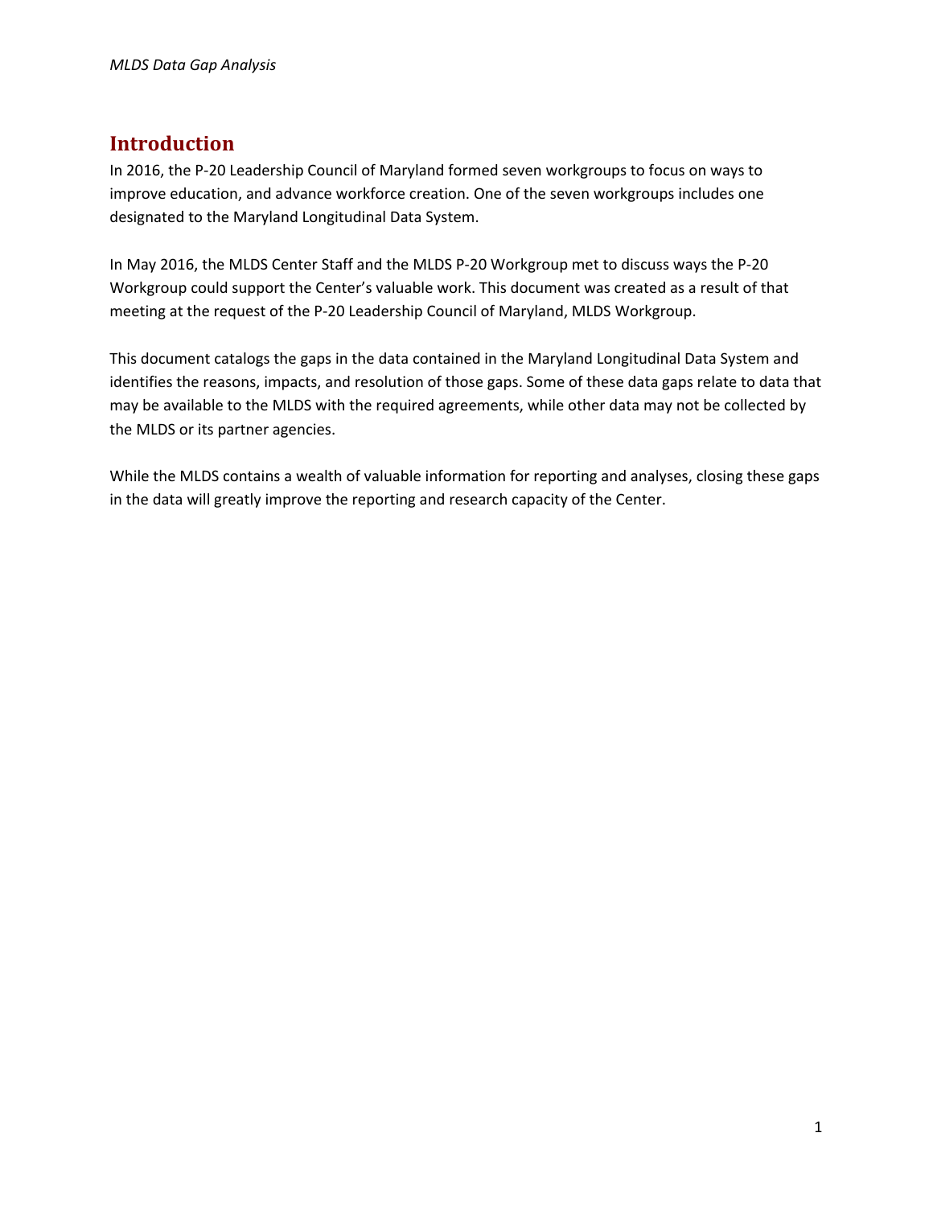## Introduction

In 2016, the P-20 Leadership Council of Maryland formed seven workgroups to focus on ways to improve education, and advance workforce creation. One of the seven workgroups includes one designated to the Maryland Longitudinal Data System.

In May 2016, the MLDS Center Staff and the MLDS P-20 Workgroup met to discuss ways the P-20 Workgroup could support the Center's valuable work. This document was created as a result of that meeting at the request of the P-20 Leadership Council of Maryland, MLDS Workgroup.

This document catalogs the gaps in the data contained in the Maryland Longitudinal Data System and identifies the reasons, impacts, and resolution of those gaps. Some of these data gaps relate to data that may be available to the MLDS with the required agreements, while other data may not be collected by the MLDS or its partner agencies.

While the MLDS contains a wealth of valuable information for reporting and analyses, closing these gaps in the data will greatly improve the reporting and research capacity of the Center.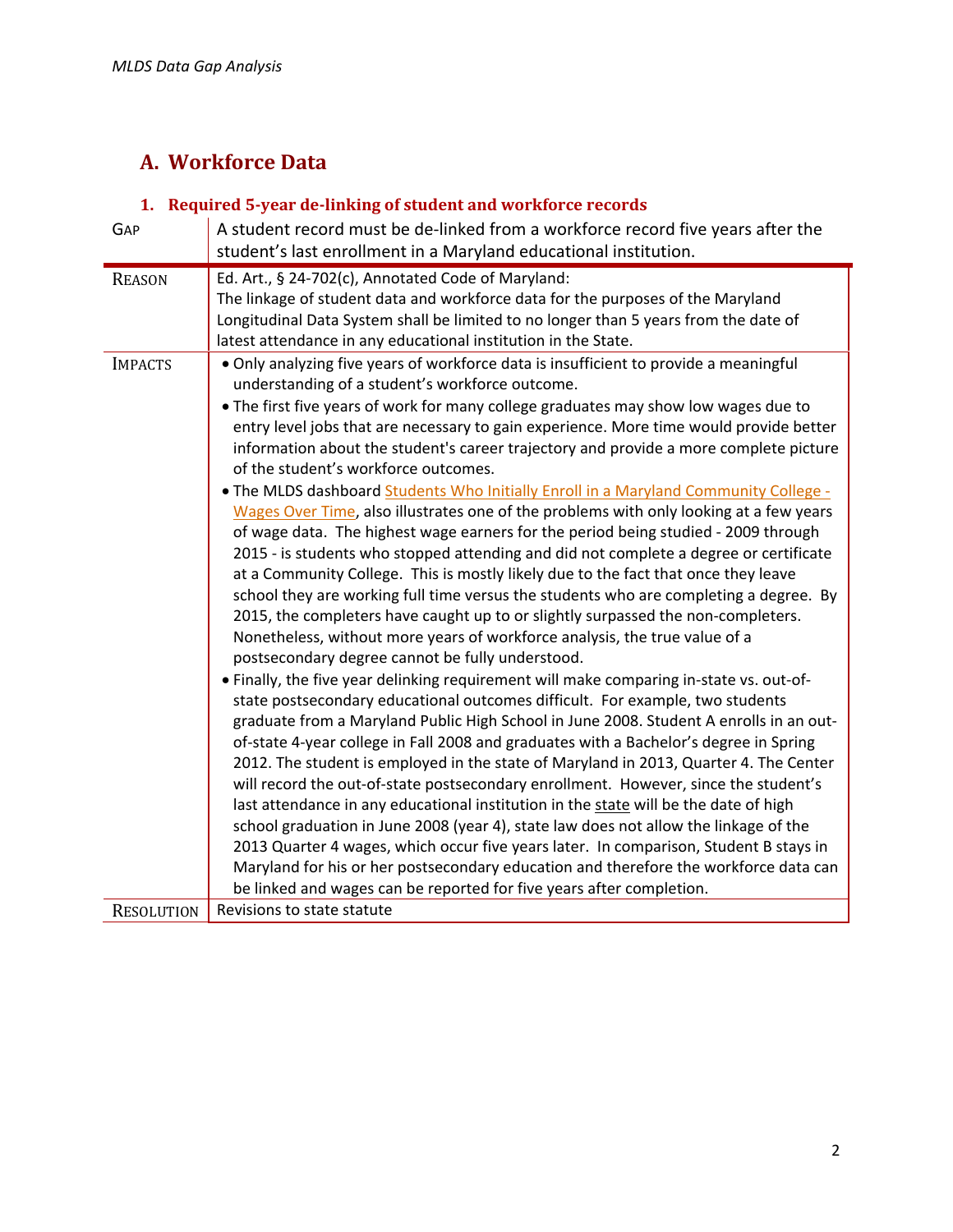## A. Workforce Data

### 1. Required 5-year de-linking of student and workforce records

| GAP | A student record must be de-linked from a workforce record five years after the student's last enrollment in a Maryland educational institution. |
|---|---|
| REASON | Ed. Art., § 24-702(c), Annotated Code of Maryland:<br>The linkage of student data and workforce data for the purposes of the Maryland Longitudinal Data System shall be limited to no longer than 5 years from the date of latest attendance in any educational institution in the State. |
| IMPACTS | • Only analyzing five years of workforce data is insufficient to provide a meaningful understanding of a student's workforce outcome.<br>• The first five years of work for many college graduates may show low wages due to entry level jobs that are necessary to gain experience. More time would provide better information about the student's career trajectory and provide a more complete picture of the student's workforce outcomes.<br>• The MLDS dashboard Students Who Initially Enroll in a Maryland Community College - Wages Over Time, also illustrates one of the problems with only looking at a few years of wage data. The highest wage earners for the period being studied - 2009 through 2015 - is students who stopped attending and did not complete a degree or certificate at a Community College. This is mostly likely due to the fact that once they leave school they are working full time versus the students who are completing a degree. By 2015, the completers have caught up to or slightly surpassed the non-completers. Nonetheless, without more years of workforce analysis, the true value of a postsecondary degree cannot be fully understood.<br>• Finally, the five year delinking requirement will make comparing in-state vs. out-of-state postsecondary educational outcomes difficult. For example, two students graduate from a Maryland Public High School in June 2008. Student A enrolls in an out-of-state 4-year college in Fall 2008 and graduates with a Bachelor's degree in Spring 2012. The student is employed in the state of Maryland in 2013, Quarter 4. The Center will record the out-of-state postsecondary enrollment. However, since the student's last attendance in any educational institution in the state will be the date of high school graduation in June 2008 (year 4), state law does not allow the linkage of the 2013 Quarter 4 wages, which occur five years later. In comparison, Student B stays in Maryland for his or her postsecondary education and therefore the workforce data can be linked and wages can be reported for five years after completion. |
| RESOLUTION | Revisions to state statute |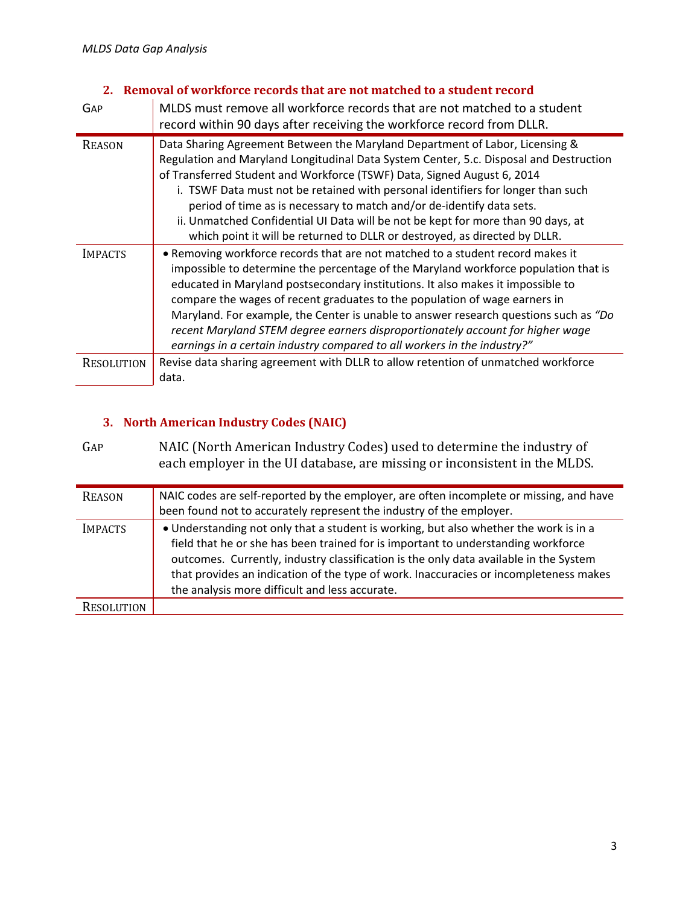### 2. Removal of workforce records that are not matched to a student record

| GAP | MLDS must remove all workforce records that are not matched to a student record within 90 days after receiving the workforce record from DLLR. |
|---|---|
| REASON | Data Sharing Agreement Between the Maryland Department of Labor, Licensing & Regulation and Maryland Longitudinal Data System Center, 5.c. Disposal and Destruction of Transferred Student and Workforce (TSWF) Data, Signed August 6, 2014<br>i. TSWF Data must not be retained with personal identifiers for longer than such period of time as is necessary to match and/or de-identify data sets.<br>ii. Unmatched Confidential UI Data will be not be kept for more than 90 days, at which point it will be returned to DLLR or destroyed, as directed by DLLR. |
| IMPACTS | • Removing workforce records that are not matched to a student record makes it impossible to determine the percentage of the Maryland workforce population that is educated in Maryland postsecondary institutions. It also makes it impossible to compare the wages of recent graduates to the population of wage earners in Maryland. For example, the Center is unable to answer research questions such as *"Do recent Maryland STEM degree earners disproportionately account for higher wage earnings in a certain industry compared to all workers in the industry?"* |
| RESOLUTION | Revise data sharing agreement with DLLR to allow retention of unmatched workforce data. |

### 3. North American Industry Codes (NAIC)

| GAP | NAIC (North American Industry Codes) used to determine the industry of each employer in the UI database, are missing or inconsistent in the MLDS. |
|---|---|
| REASON | NAIC codes are self-reported by the employer, are often incomplete or missing, and have been found not to accurately represent the industry of the employer. |
| IMPACTS | • Understanding not only that a student is working, but also whether the work is in a field that he or she has been trained for is important to understanding workforce outcomes. Currently, industry classification is the only data available in the System that provides an indication of the type of work. Inaccuracies or incompleteness makes the analysis more difficult and less accurate. |
| RESOLUTION | |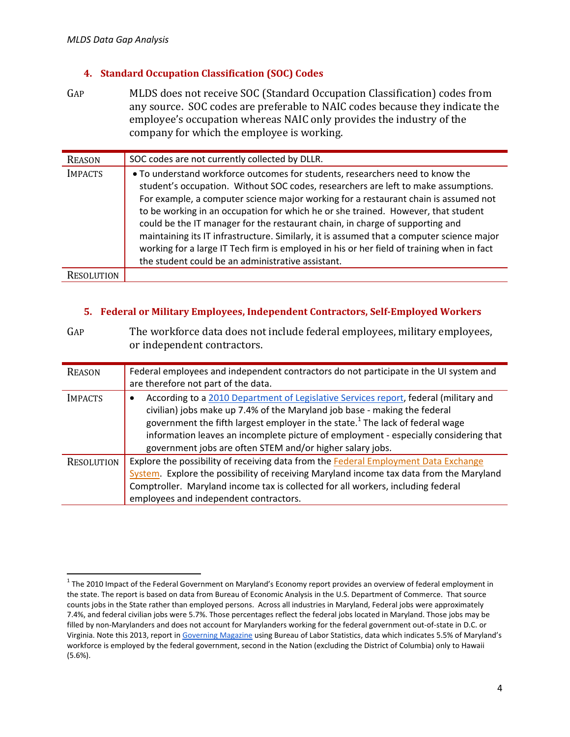### 4. Standard Occupation Classification (SOC) Codes

| GAP | MLDS does not receive SOC (Standard Occupation Classification) codes from any source. SOC codes are preferable to NAIC codes because they indicate the employee's occupation whereas NAIC only provides the industry of the company for which the employee is working. |
|---|---|
| REASON | SOC codes are not currently collected by DLLR. |
| IMPACTS | • To understand workforce outcomes for students, researchers need to know the student's occupation. Without SOC codes, researchers are left to make assumptions. For example, a computer science major working for a restaurant chain is assumed not to be working in an occupation for which he or she trained. However, that student could be the IT manager for the restaurant chain, in charge of supporting and maintaining its IT infrastructure. Similarly, it is assumed that a computer science major working for a large IT Tech firm is employed in his or her field of training when in fact the student could be an administrative assistant. |
| RESOLUTION | |

### 5. Federal or Military Employees, Independent Contractors, Self-Employed Workers

| GAP | The workforce data does not include federal employees, military employees, or independent contractors. |
|---|---|
| REASON | Federal employees and independent contractors do not participate in the UI system and are therefore not part of the data. |
| IMPACTS | • According to a 2010 Department of Legislative Services report, federal (military and civilian) jobs make up 7.4% of the Maryland job base - making the federal government the fifth largest employer in the state.[1] The lack of federal wage information leaves an incomplete picture of employment - especially considering that government jobs are often STEM and/or higher salary jobs. |
| RESOLUTION | Explore the possibility of receiving data from the Federal Employment Data Exchange System. Explore the possibility of receiving Maryland income tax data from the Maryland Comptroller. Maryland income tax is collected for all workers, including federal employees and independent contractors. |

---

[1] The 2010 Impact of the Federal Government on Maryland's Economy report provides an overview of federal employment in the state. The report is based on data from Bureau of Economic Analysis in the U.S. Department of Commerce. That source counts jobs in the State rather than employed persons. Across all industries in Maryland, Federal jobs were approximately 7.4%, and federal civilian jobs were 5.7%. Those percentages reflect the federal jobs located in Maryland. Those jobs may be filled by non-Marylanders and does not account for Marylanders working for the federal government out-of-state in D.C. or Virginia. Note this 2013, report in Governing Magazine using Bureau of Labor Statistics, data which indicates 5.5% of Maryland's workforce is employed by the federal government, second in the Nation (excluding the District of Columbia) only to Hawaii (5.6%).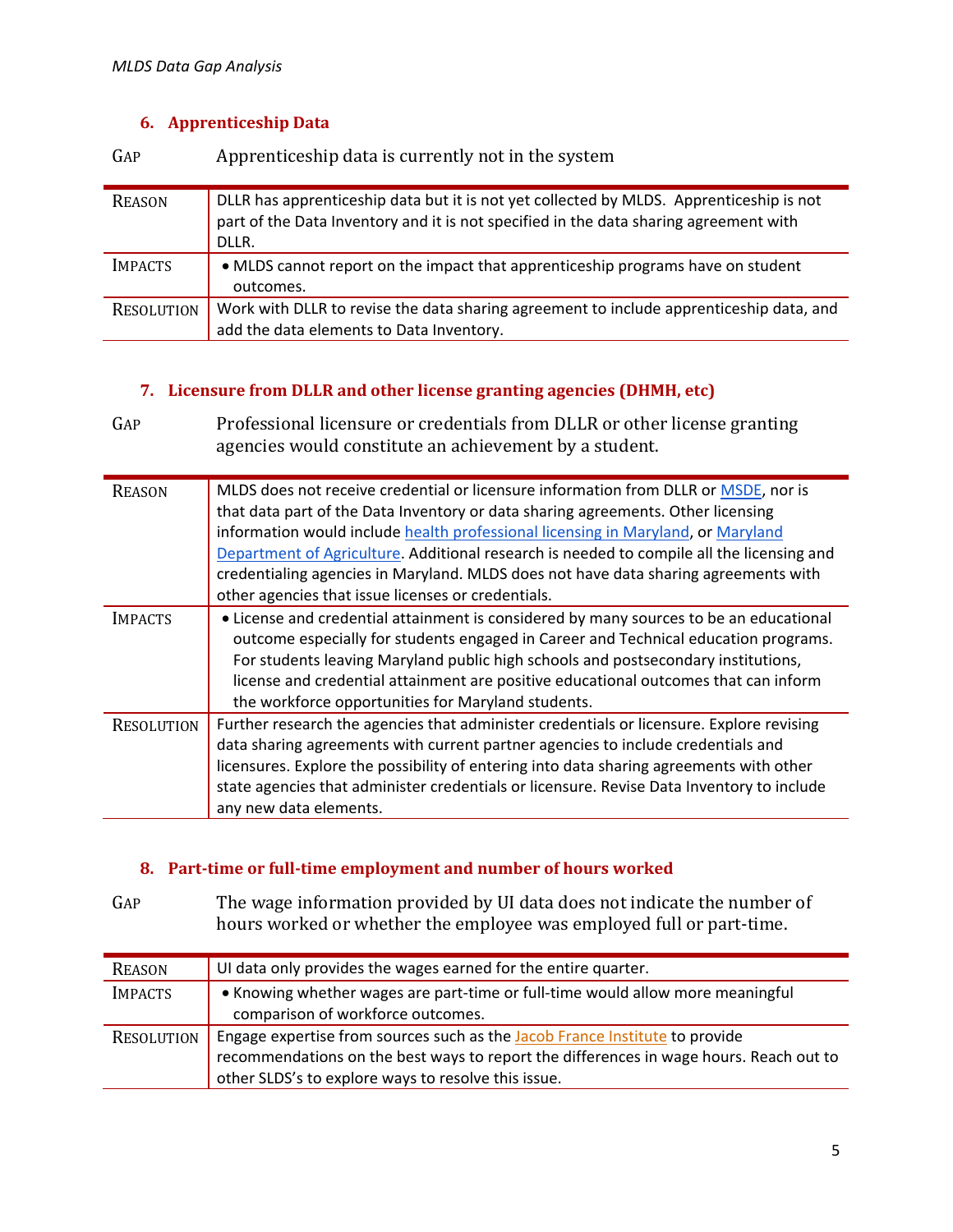### 6. Apprenticeship Data

| GAP | Apprenticeship data is currently not in the system |
|---|---|
| REASON | DLLR has apprenticeship data but it is not yet collected by MLDS. Apprenticeship is not part of the Data Inventory and it is not specified in the data sharing agreement with DLLR. |
| IMPACTS | • MLDS cannot report on the impact that apprenticeship programs have on student outcomes. |
| RESOLUTION | Work with DLLR to revise the data sharing agreement to include apprenticeship data, and add the data elements to Data Inventory. |

### 7. Licensure from DLLR and other license granting agencies (DHMH, etc)

| GAP | Professional licensure or credentials from DLLR or other license granting agencies would constitute an achievement by a student. |
|---|---|
| REASON | MLDS does not receive credential or licensure information from DLLR or MSDE, nor is that data part of the Data Inventory or data sharing agreements. Other licensing information would include health professional licensing in Maryland, or Maryland Department of Agriculture. Additional research is needed to compile all the licensing and credentialing agencies in Maryland. MLDS does not have data sharing agreements with other agencies that issue licenses or credentials. |
| IMPACTS | • License and credential attainment is considered by many sources to be an educational outcome especially for students engaged in Career and Technical education programs. For students leaving Maryland public high schools and postsecondary institutions, license and credential attainment are positive educational outcomes that can inform the workforce opportunities for Maryland students. |
| RESOLUTION | Further research the agencies that administer credentials or licensure. Explore revising data sharing agreements with current partner agencies to include credentials and licensures. Explore the possibility of entering into data sharing agreements with other state agencies that administer credentials or licensure. Revise Data Inventory to include any new data elements. |

### 8. Part-time or full-time employment and number of hours worked

| GAP | The wage information provided by UI data does not indicate the number of hours worked or whether the employee was employed full or part-time. |
|---|---|
| REASON | UI data only provides the wages earned for the entire quarter. |
| IMPACTS | • Knowing whether wages are part-time or full-time would allow more meaningful comparison of workforce outcomes. |
| RESOLUTION | Engage expertise from sources such as the Jacob France Institute to provide recommendations on the best ways to report the differences in wage hours. Reach out to other SLDS's to explore ways to resolve this issue. |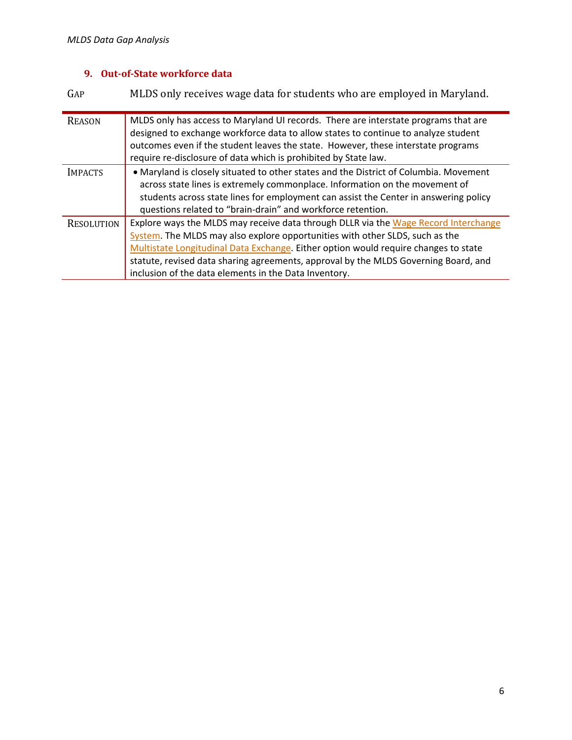## 9. Out-of-State workforce data

| GAP | MLDS only receives wage data for students who are employed in Maryland. |
|---|---|
| REASON | MLDS only has access to Maryland UI records. There are interstate programs that are designed to exchange workforce data to allow states to continue to analyze student outcomes even if the student leaves the state. However, these interstate programs require re-disclosure of data which is prohibited by State law. |
| IMPACTS | • Maryland is closely situated to other states and the District of Columbia. Movement across state lines is extremely commonplace. Information on the movement of students across state lines for employment can assist the Center in answering policy questions related to "brain-drain" and workforce retention. |
| RESOLUTION | Explore ways the MLDS may receive data through DLLR via the Wage Record Interchange System. The MLDS may also explore opportunities with other SLDS, such as the Multistate Longitudinal Data Exchange. Either option would require changes to state statute, revised data sharing agreements, approval by the MLDS Governing Board, and inclusion of the data elements in the Data Inventory. |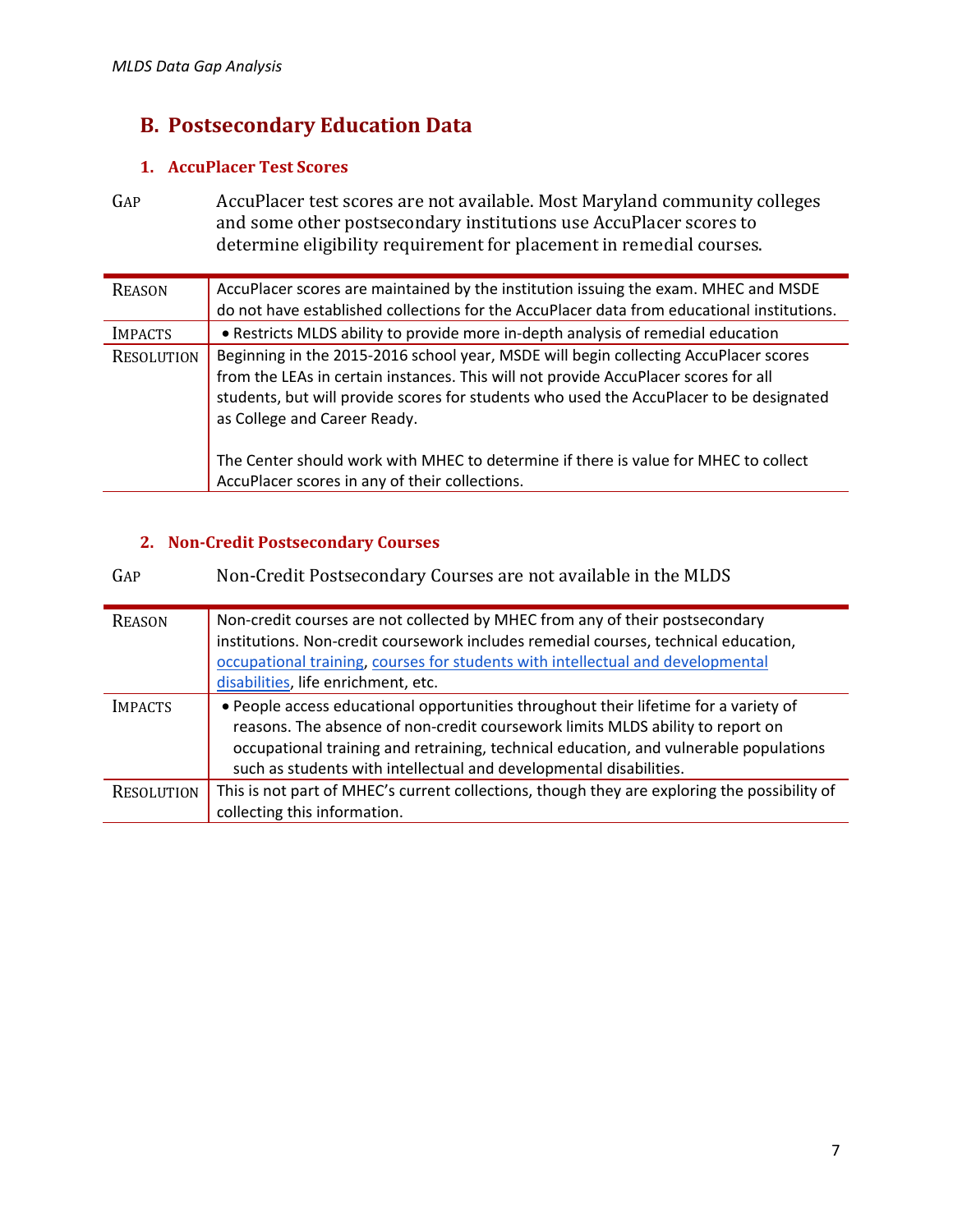## B. Postsecondary Education Data

### 1. AccuPlacer Test Scores

| GAP | AccuPlacer test scores are not available. Most Maryland community colleges and some other postsecondary institutions use AccuPlacer scores to determine eligibility requirement for placement in remedial courses. |
|---|---|
| REASON | AccuPlacer scores are maintained by the institution issuing the exam. MHEC and MSDE do not have established collections for the AccuPlacer data from educational institutions. |
| IMPACTS | • Restricts MLDS ability to provide more in-depth analysis of remedial education |
| RESOLUTION | Beginning in the 2015-2016 school year, MSDE will begin collecting AccuPlacer scores from the LEAs in certain instances. This will not provide AccuPlacer scores for all students, but will provide scores for students who used the AccuPlacer to be designated as College and Career Ready.<br><br>The Center should work with MHEC to determine if there is value for MHEC to collect AccuPlacer scores in any of their collections. |

### 2. Non-Credit Postsecondary Courses

| GAP | Non-Credit Postsecondary Courses are not available in the MLDS |
|---|---|
| REASON | Non-credit courses are not collected by MHEC from any of their postsecondary institutions. Non-credit coursework includes remedial courses, technical education, occupational training, courses for students with intellectual and developmental disabilities, life enrichment, etc. |
| IMPACTS | • People access educational opportunities throughout their lifetime for a variety of reasons. The absence of non-credit coursework limits MLDS ability to report on occupational training and retraining, technical education, and vulnerable populations such as students with intellectual and developmental disabilities. |
| RESOLUTION | This is not part of MHEC's current collections, though they are exploring the possibility of collecting this information. |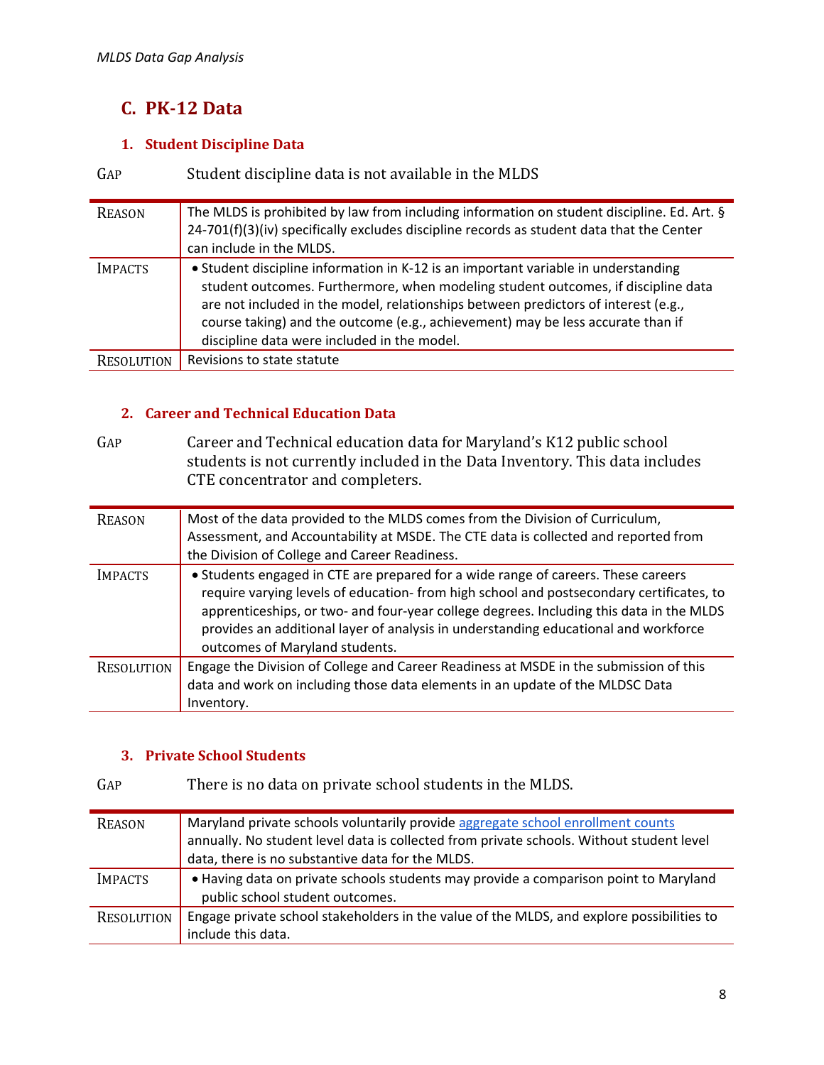## C. PK-12 Data

### 1. Student Discipline Data

| GAP | Student discipline data is not available in the MLDS |
|---|---|
| REASON | The MLDS is prohibited by law from including information on student discipline. Ed. Art. § 24-701(f)(3)(iv) specifically excludes discipline records as student data that the Center can include in the MLDS. |
| IMPACTS | • Student discipline information in K-12 is an important variable in understanding student outcomes. Furthermore, when modeling student outcomes, if discipline data are not included in the model, relationships between predictors of interest (e.g., course taking) and the outcome (e.g., achievement) may be less accurate than if discipline data were included in the model. |
| RESOLUTION | Revisions to state statute |

### 2. Career and Technical Education Data

| GAP | Career and Technical education data for Maryland's K12 public school students is not currently included in the Data Inventory. This data includes CTE concentrator and completers. |
|---|---|
| REASON | Most of the data provided to the MLDS comes from the Division of Curriculum, Assessment, and Accountability at MSDE. The CTE data is collected and reported from the Division of College and Career Readiness. |
| IMPACTS | • Students engaged in CTE are prepared for a wide range of careers. These careers require varying levels of education- from high school and postsecondary certificates, to apprenticeships, or two- and four-year college degrees. Including this data in the MLDS provides an additional layer of analysis in understanding educational and workforce outcomes of Maryland students. |
| RESOLUTION | Engage the Division of College and Career Readiness at MSDE in the submission of this data and work on including those data elements in an update of the MLDSC Data Inventory. |

### 3. Private School Students

| GAP | There is no data on private school students in the MLDS. |
|---|---|
| REASON | Maryland private schools voluntarily provide aggregate school enrollment counts annually. No student level data is collected from private schools. Without student level data, there is no substantive data for the MLDS. |
| IMPACTS | • Having data on private schools students may provide a comparison point to Maryland public school student outcomes. |
| RESOLUTION | Engage private school stakeholders in the value of the MLDS, and explore possibilities to include this data. |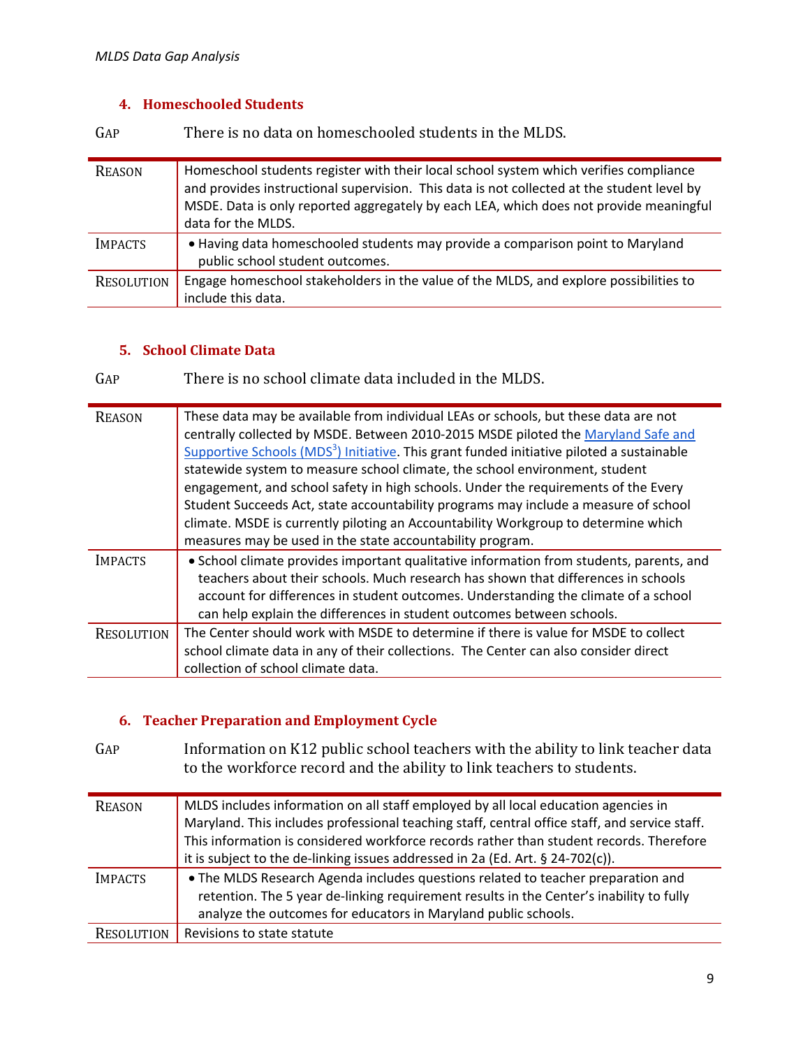### 4. Homeschooled Students

| GAP | There is no data on homeschooled students in the MLDS. |
|---|---|
| REASON | Homeschool students register with their local school system which verifies compliance and provides instructional supervision. This data is not collected at the student level by MSDE. Data is only reported aggregately by each LEA, which does not provide meaningful data for the MLDS. |
| IMPACTS | • Having data homeschooled students may provide a comparison point to Maryland public school student outcomes. |
| RESOLUTION | Engage homeschool stakeholders in the value of the MLDS, and explore possibilities to include this data. |

### 5. School Climate Data

| GAP | There is no school climate data included in the MLDS. |
|---|---|
| REASON | These data may be available from individual LEAs or schools, but these data are not centrally collected by MSDE. Between 2010-2015 MSDE piloted the Maryland Safe and Supportive Schools (MDS[3]) Initiative. This grant funded initiative piloted a sustainable statewide system to measure school climate, the school environment, student engagement, and school safety in high schools. Under the requirements of the Every Student Succeeds Act, state accountability programs may include a measure of school climate. MSDE is currently piloting an Accountability Workgroup to determine which measures may be used in the state accountability program. |
| IMPACTS | • School climate provides important qualitative information from students, parents, and teachers about their schools. Much research has shown that differences in schools account for differences in student outcomes. Understanding the climate of a school can help explain the differences in student outcomes between schools. |
| RESOLUTION | The Center should work with MSDE to determine if there is value for MSDE to collect school climate data in any of their collections. The Center can also consider direct collection of school climate data. |

### 6. Teacher Preparation and Employment Cycle

| GAP | Information on K12 public school teachers with the ability to link teacher data to the workforce record and the ability to link teachers to students. |
|---|---|
| REASON | MLDS includes information on all staff employed by all local education agencies in Maryland. This includes professional teaching staff, central office staff, and service staff. This information is considered workforce records rather than student records. Therefore it is subject to the de-linking issues addressed in 2a (Ed. Art. § 24-702(c)). |
| IMPACTS | • The MLDS Research Agenda includes questions related to teacher preparation and retention. The 5 year de-linking requirement results in the Center's inability to fully analyze the outcomes for educators in Maryland public schools. |
| RESOLUTION | Revisions to state statute |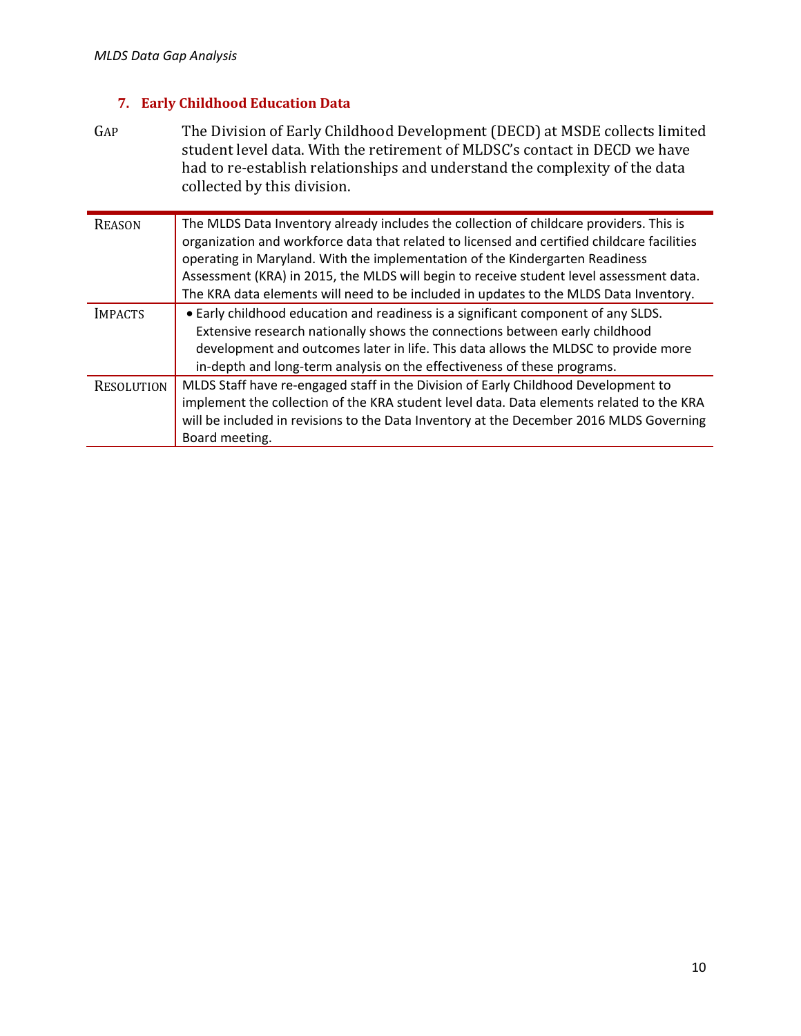### 7. Early Childhood Education Data

| | |
|---|---|
| GAP | The Division of Early Childhood Development (DECD) at MSDE collects limited student level data. With the retirement of MLDSC's contact in DECD we have had to re-establish relationships and understand the complexity of the data collected by this division. |
| REASON | The MLDS Data Inventory already includes the collection of childcare providers. This is organization and workforce data that related to licensed and certified childcare facilities operating in Maryland. With the implementation of the Kindergarten Readiness Assessment (KRA) in 2015, the MLDS will begin to receive student level assessment data. The KRA data elements will need to be included in updates to the MLDS Data Inventory. |
| IMPACTS | • Early childhood education and readiness is a significant component of any SLDS. Extensive research nationally shows the connections between early childhood development and outcomes later in life. This data allows the MLDSC to provide more in-depth and long-term analysis on the effectiveness of these programs. |
| RESOLUTION | MLDS Staff have re-engaged staff in the Division of Early Childhood Development to implement the collection of the KRA student level data. Data elements related to the KRA will be included in revisions to the Data Inventory at the December 2016 MLDS Governing Board meeting. |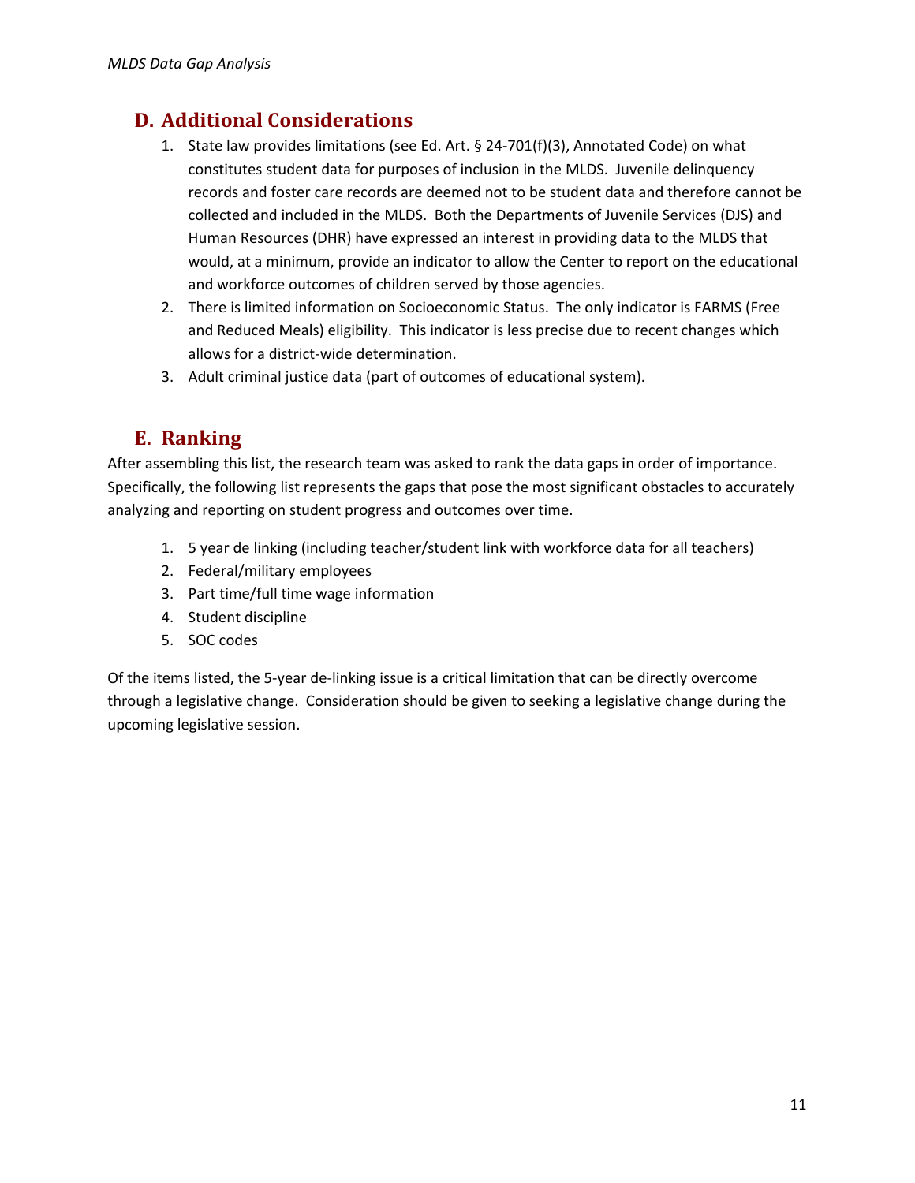## D. Additional Considerations

1. State law provides limitations (see Ed. Art. § 24-701(f)(3), Annotated Code) on what constitutes student data for purposes of inclusion in the MLDS. Juvenile delinquency records and foster care records are deemed not to be student data and therefore cannot be collected and included in the MLDS. Both the Departments of Juvenile Services (DJS) and Human Resources (DHR) have expressed an interest in providing data to the MLDS that would, at a minimum, provide an indicator to allow the Center to report on the educational and workforce outcomes of children served by those agencies.
2. There is limited information on Socioeconomic Status. The only indicator is FARMS (Free and Reduced Meals) eligibility. This indicator is less precise due to recent changes which allows for a district-wide determination.
3. Adult criminal justice data (part of outcomes of educational system).

## E. Ranking

After assembling this list, the research team was asked to rank the data gaps in order of importance. Specifically, the following list represents the gaps that pose the most significant obstacles to accurately analyzing and reporting on student progress and outcomes over time.

1. 5 year de linking (including teacher/student link with workforce data for all teachers)
2. Federal/military employees
3. Part time/full time wage information
4. Student discipline
5. SOC codes

Of the items listed, the 5-year de-linking issue is a critical limitation that can be directly overcome through a legislative change. Consideration should be given to seeking a legislative change during the upcoming legislative session.